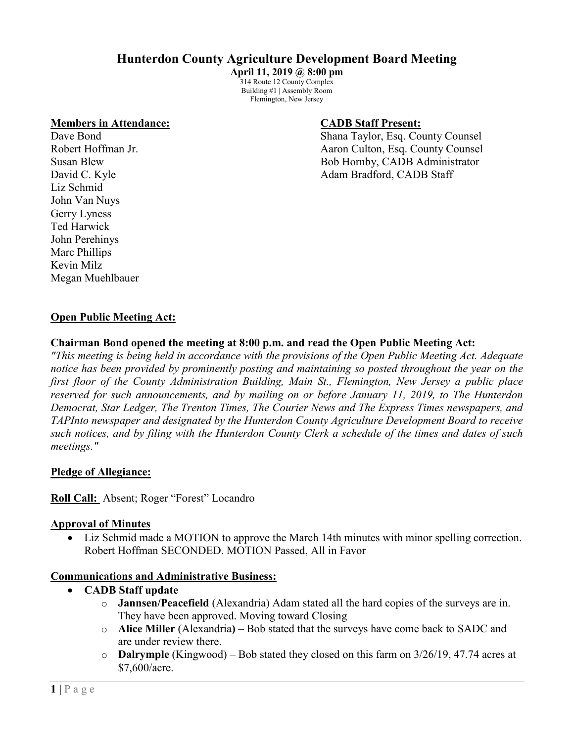# Hunterdon County Agriculture Development Board Meeting

**April 11, 2019 @ 8:00 pm**
314 Route 12 County Complex
Building #1 | Assembly Room
Flemington, New Jersey

**Members in Attendance:**
Dave Bond
Robert Hoffman Jr.
Susan Blew
David C. Kyle
Liz Schmid
John Van Nuys
Gerry Lyness
Ted Harwick
John Perehinys
Marc Phillips
Kevin Milz
Megan Muehlbauer

**CADB Staff Present:**
Shana Taylor, Esq. County Counsel
Aaron Culton, Esq. County Counsel
Bob Hornby, CADB Administrator
Adam Bradford, CADB Staff

**Open Public Meeting Act:**

**Chairman Bond opened the meeting at 8:00 p.m. and read the Open Public Meeting Act:**

*"This meeting is being held in accordance with the provisions of the Open Public Meeting Act. Adequate notice has been provided by prominently posting and maintaining so posted throughout the year on the first floor of the County Administration Building, Main St., Flemington, New Jersey a public place reserved for such announcements, and by mailing on or before January 11, 2019, to The Hunterdon Democrat, Star Ledger, The Trenton Times, The Courier News and The Express Times newspapers, and TAPInto newspaper and designated by the Hunterdon County Agriculture Development Board to receive such notices, and by filing with the Hunterdon County Clerk a schedule of the times and dates of such meetings."*

**Pledge of Allegiance:**

**Roll Call:** Absent; Roger "Forest" Locandro

**Approval of Minutes**

- Liz Schmid made a MOTION to approve the March 14th minutes with minor spelling correction. Robert Hoffman SECONDED. MOTION Passed, All in Favor

**Communications and Administrative Business:**

- **CADB Staff update**
  - **Jannsen/Peacefield** (Alexandria) Adam stated all the hard copies of the surveys are in. They have been approved. Moving toward Closing
  - **Alice Miller** (Alexandria**)** – Bob stated that the surveys have come back to SADC and are under review there.
  - **Dalrymple** (Kingwood) – Bob stated they closed on this farm on 3/26/19, 47.74 acres at $7,600/acre.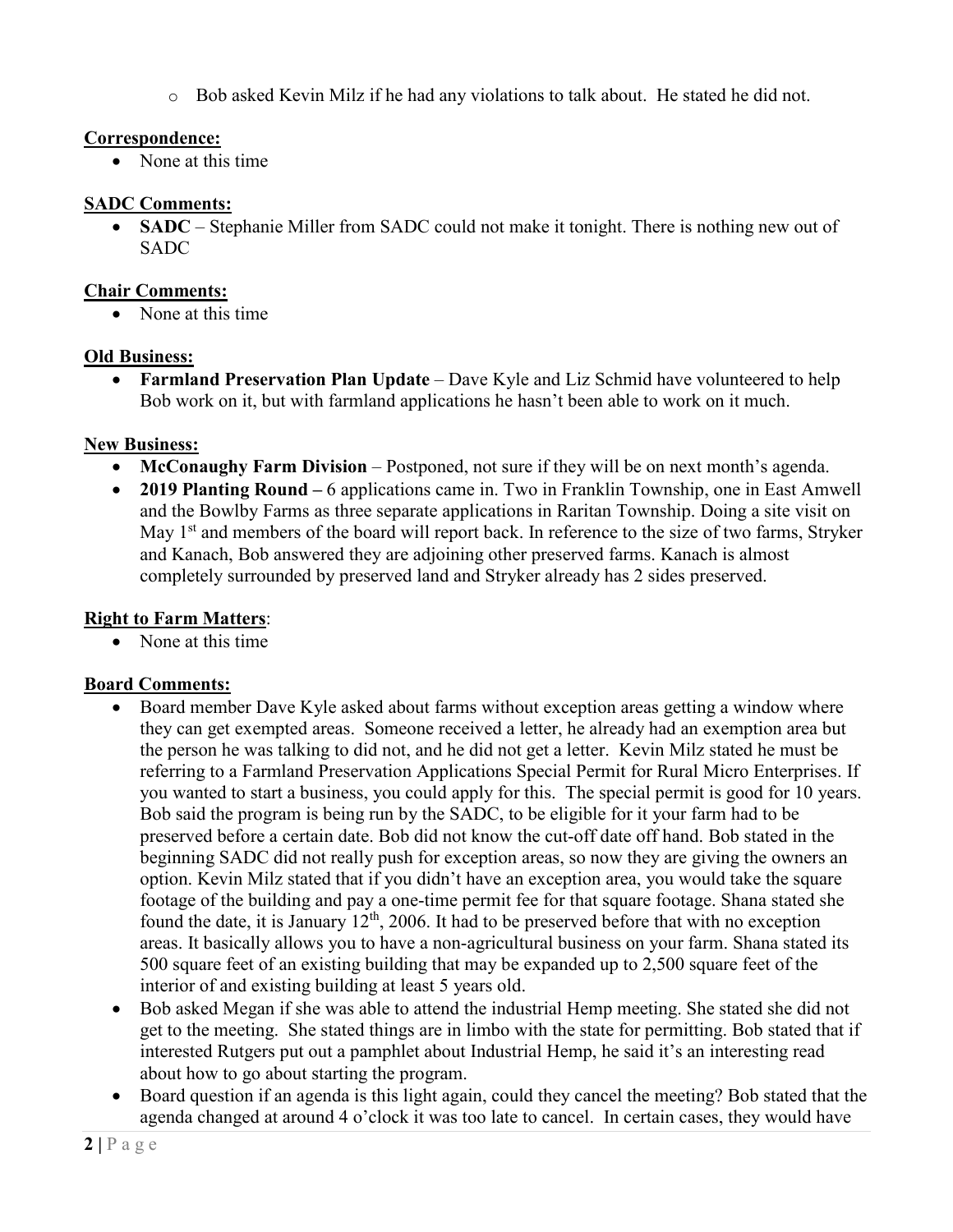- Bob asked Kevin Milz if he had any violations to talk about. He stated he did not.

**Correspondence:**

- None at this time

**SADC Comments:**

- **SADC** – Stephanie Miller from SADC could not make it tonight. There is nothing new out of SADC

**Chair Comments:**

- None at this time

**Old Business:**

- **Farmland Preservation Plan Update** – Dave Kyle and Liz Schmid have volunteered to help Bob work on it, but with farmland applications he hasn't been able to work on it much.

**New Business:**

- **McConaughy Farm Division** – Postponed, not sure if they will be on next month's agenda.
- **2019 Planting Round –** 6 applications came in. Two in Franklin Township, one in East Amwell and the Bowlby Farms as three separate applications in Raritan Township. Doing a site visit on May 1st and members of the board will report back. In reference to the size of two farms, Stryker and Kanach, Bob answered they are adjoining other preserved farms. Kanach is almost completely surrounded by preserved land and Stryker already has 2 sides preserved.

**Right to Farm Matters**:

- None at this time

**Board Comments:**

- Board member Dave Kyle asked about farms without exception areas getting a window where they can get exempted areas. Someone received a letter, he already had an exemption area but the person he was talking to did not, and he did not get a letter. Kevin Milz stated he must be referring to a Farmland Preservation Applications Special Permit for Rural Micro Enterprises. If you wanted to start a business, you could apply for this. The special permit is good for 10 years. Bob said the program is being run by the SADC, to be eligible for it your farm had to be preserved before a certain date. Bob did not know the cut-off date off hand. Bob stated in the beginning SADC did not really push for exception areas, so now they are giving the owners an option. Kevin Milz stated that if you didn't have an exception area, you would take the square footage of the building and pay a one-time permit fee for that square footage. Shana stated she found the date, it is January 12th, 2006. It had to be preserved before that with no exception areas. It basically allows you to have a non-agricultural business on your farm. Shana stated its 500 square feet of an existing building that may be expanded up to 2,500 square feet of the interior of and existing building at least 5 years old.
- Bob asked Megan if she was able to attend the industrial Hemp meeting. She stated she did not get to the meeting. She stated things are in limbo with the state for permitting. Bob stated that if interested Rutgers put out a pamphlet about Industrial Hemp, he said it's an interesting read about how to go about starting the program.
- Board question if an agenda is this light again, could they cancel the meeting? Bob stated that the agenda changed at around 4 o'clock it was too late to cancel. In certain cases, they would have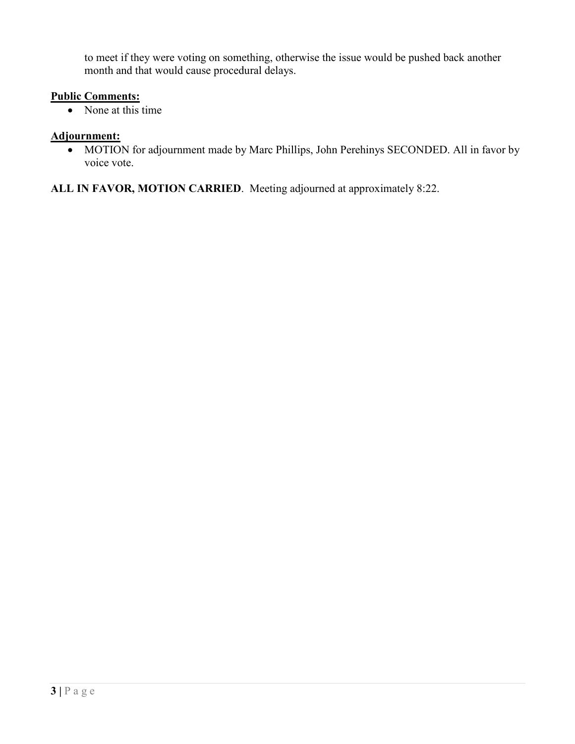to meet if they were voting on something, otherwise the issue would be pushed back another month and that would cause procedural delays.

**Public Comments:**

- None at this time

**Adjournment:**

- MOTION for adjournment made by Marc Phillips, John Perehinys SECONDED. All in favor by voice vote.

**ALL IN FAVOR, MOTION CARRIED**. Meeting adjourned at approximately 8:22.